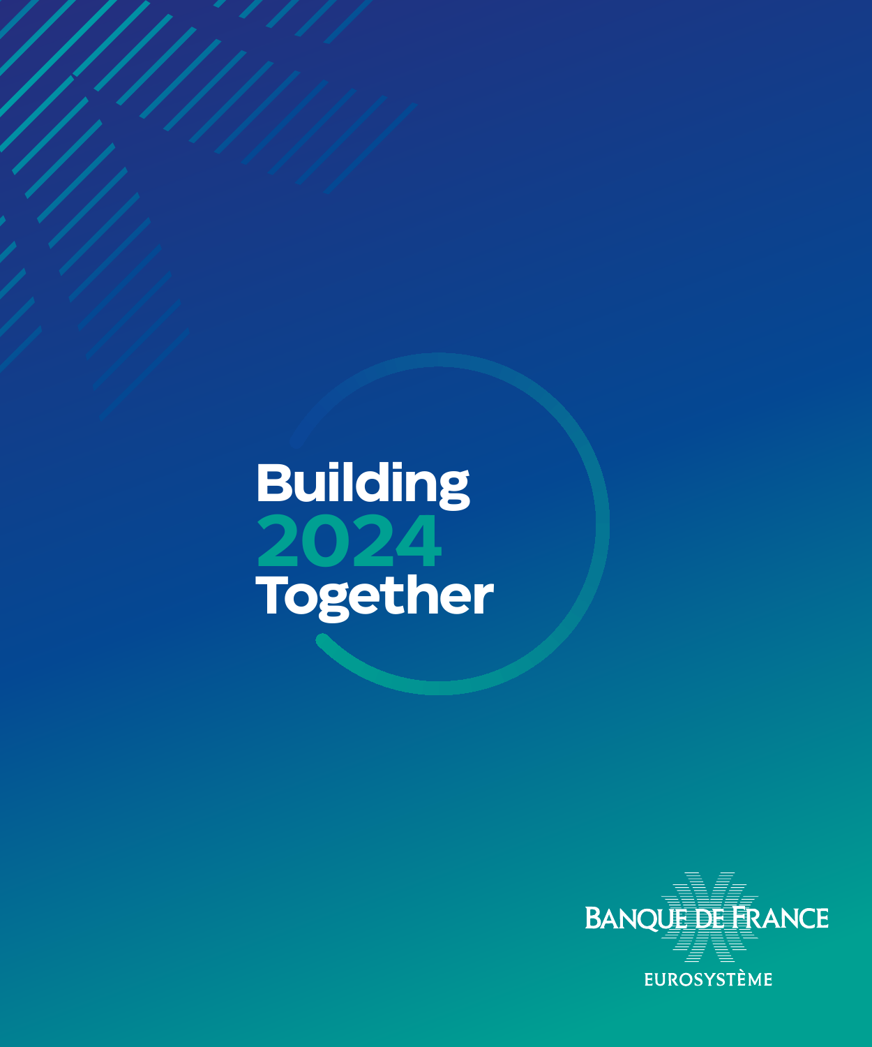# Building 2024 Together

BANQUE DE FRANCE

EUROSYSTÈME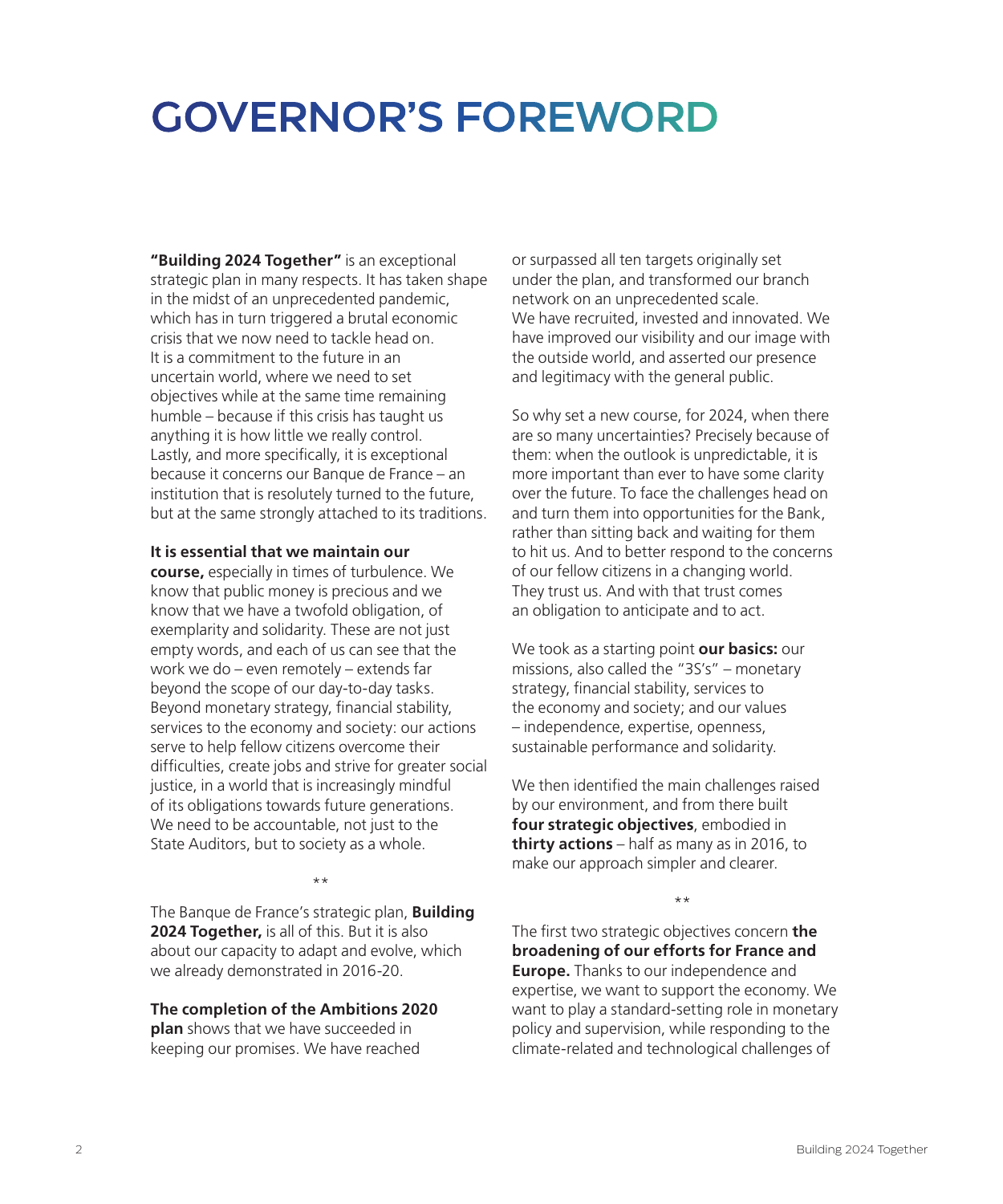# GOVERNOR'S FOREWORD

**"Building 2024 Together"** is an exceptional strategic plan in many respects. It has taken shape in the midst of an unprecedented pandemic, which has in turn triggered a brutal economic crisis that we now need to tackle head on. It is a commitment to the future in an uncertain world, where we need to set objectives while at the same time remaining humble – because if this crisis has taught us anything it is how little we really control. Lastly, and more specifically, it is exceptional because it concerns our Banque de France – an institution that is resolutely turned to the future, but at the same strongly attached to its traditions.

**It is essential that we maintain our course,** especially in times of turbulence. We know that public money is precious and we know that we have a twofold obligation, of exemplarity and solidarity. These are not just empty words, and each of us can see that the work we do – even remotely – extends far beyond the scope of our day-to-day tasks. Beyond monetary strategy, financial stability, services to the economy and society: our actions serve to help fellow citizens overcome their difficulties, create jobs and strive for greater social justice, in a world that is increasingly mindful of its obligations towards future generations. We need to be accountable, not just to the State Auditors, but to society as a whole.

\*\*

The Banque de France's strategic plan, **Building 2024 Together,** is all of this. But it is also about our capacity to adapt and evolve, which we already demonstrated in 2016-20.

**The completion of the Ambitions 2020 plan** shows that we have succeeded in keeping our promises. We have reached or surpassed all ten targets originally set under the plan, and transformed our branch network on an unprecedented scale. We have recruited, invested and innovated. We have improved our visibility and our image with the outside world, and asserted our presence and legitimacy with the general public.

So why set a new course, for 2024, when there are so many uncertainties? Precisely because of them: when the outlook is unpredictable, it is more important than ever to have some clarity over the future. To face the challenges head on and turn them into opportunities for the Bank, rather than sitting back and waiting for them to hit us. And to better respond to the concerns of our fellow citizens in a changing world. They trust us. And with that trust comes an obligation to anticipate and to act.

We took as a starting point **our basics:** our missions, also called the "3S's" – monetary strategy, financial stability, services to the economy and society; and our values – independence, expertise, openness, sustainable performance and solidarity.

We then identified the main challenges raised by our environment, and from there built **four strategic objectives**, embodied in **thirty actions** – half as many as in 2016, to make our approach simpler and clearer.

\*\*

The first two strategic objectives concern **the broadening of our efforts for France and Europe.** Thanks to our independence and expertise, we want to support the economy. We want to play a standard-setting role in monetary policy and supervision, while responding to the climate-related and technological challenges of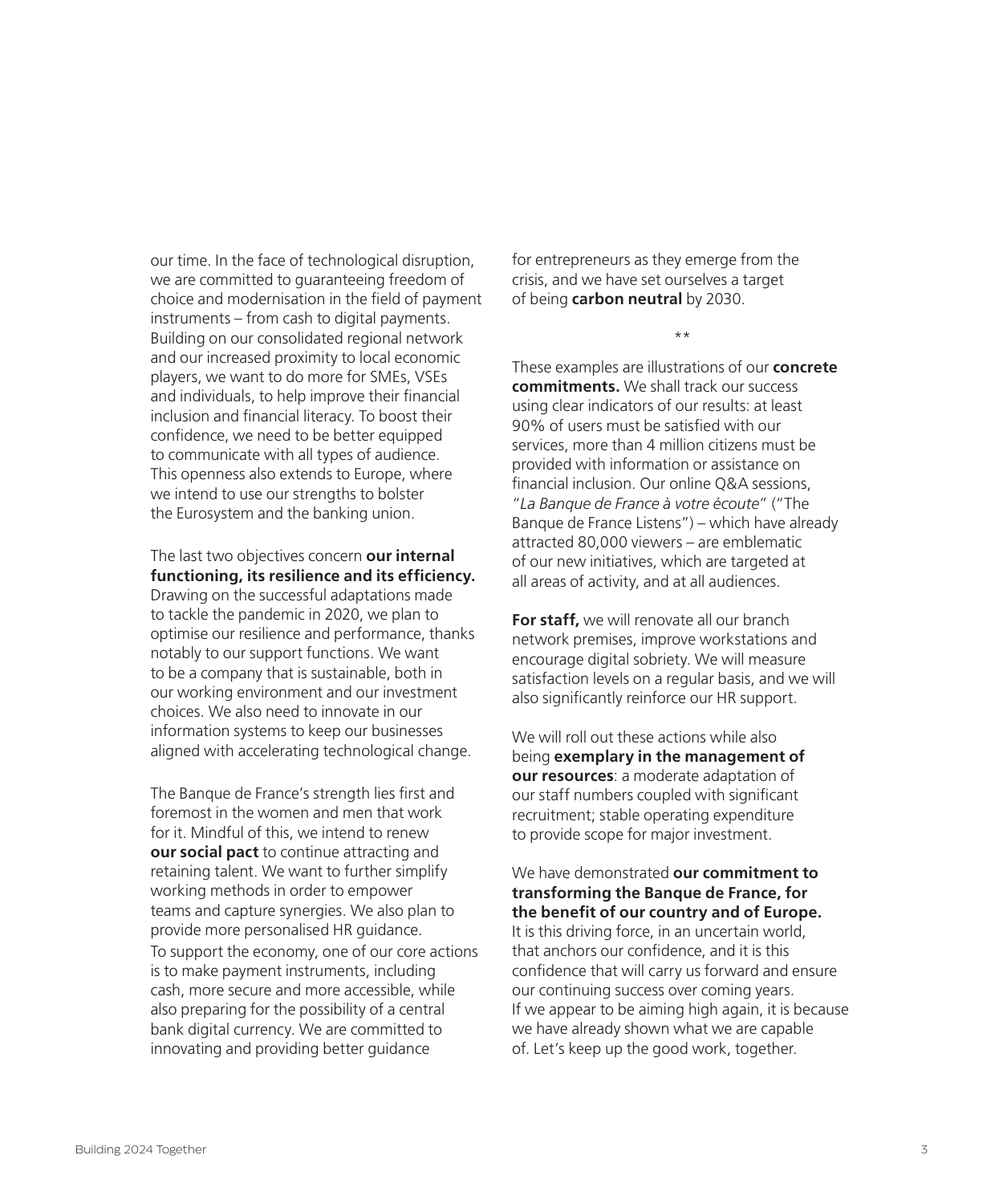our time. In the face of technological disruption, we are committed to guaranteeing freedom of choice and modernisation in the field of payment instruments – from cash to digital payments. Building on our consolidated regional network and our increased proximity to local economic players, we want to do more for SMEs, VSEs and individuals, to help improve their financial inclusion and financial literacy. To boost their confidence, we need to be better equipped to communicate with all types of audience. This openness also extends to Europe, where we intend to use our strengths to bolster the Eurosystem and the banking union.

The last two objectives concern **our internal functioning, its resilience and its efficiency.** Drawing on the successful adaptations made to tackle the pandemic in 2020, we plan to optimise our resilience and performance, thanks notably to our support functions. We want to be a company that is sustainable, both in our working environment and our investment choices. We also need to innovate in our information systems to keep our businesses aligned with accelerating technological change.

The Banque de France's strength lies first and foremost in the women and men that work for it. Mindful of this, we intend to renew **our social pact** to continue attracting and retaining talent. We want to further simplify working methods in order to empower teams and capture synergies. We also plan to provide more personalised HR guidance.

To support the economy, one of our core actions is to make payment instruments, including cash, more secure and more accessible, while also preparing for the possibility of a central bank digital currency. We are committed to innovating and providing better guidance for entrepreneurs as they emerge from the crisis, and we have set ourselves a target of being **carbon neutral** by 2030.

**

These examples are illustrations of our **concrete commitments.** We shall track our success using clear indicators of our results: at least 90% of users must be satisfied with our services, more than 4 million citizens must be provided with information or assistance on financial inclusion. Our online Q&A sessions, "*La Banque de France à votre écoute*" ("The Banque de France Listens") – which have already attracted 80,000 viewers – are emblematic of our new initiatives, which are targeted at all areas of activity, and at all audiences.

**For staff,** we will renovate all our branch network premises, improve workstations and encourage digital sobriety. We will measure satisfaction levels on a regular basis, and we will also significantly reinforce our HR support.

We will roll out these actions while also being **exemplary in the management of our resources**: a moderate adaptation of our staff numbers coupled with significant recruitment; stable operating expenditure to provide scope for major investment.

We have demonstrated **our commitment to transforming the Banque de France, for the benefit of our country and of Europe.** It is this driving force, in an uncertain world, that anchors our confidence, and it is this confidence that will carry us forward and ensure our continuing success over coming years. If we appear to be aiming high again, it is because we have already shown what we are capable of. Let's keep up the good work, together.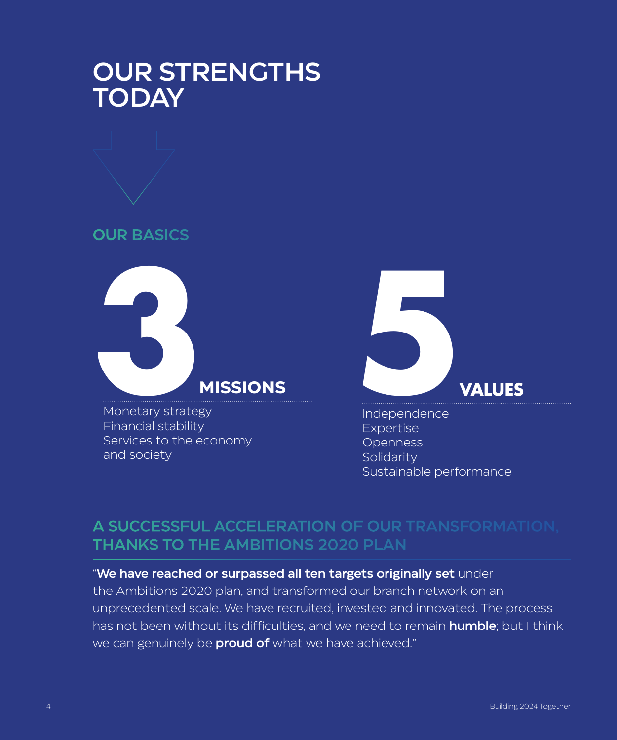# OUR STRENGTHS TODAY

## OUR BASICS

### 3 MISSIONS

- Monetary strategy
- Financial stability
- Services to the economy and society

### 5 VALUES

- Independence
- Expertise
- Openness
- Solidarity
- Sustainable performance

## A SUCCESSFUL ACCELERATION OF OUR TRANSFORMATION, THANKS TO THE AMBITIONS 2020 PLAN

"**We have reached or surpassed all ten targets originally set** under the Ambitions 2020 plan, and transformed our branch network on an unprecedented scale. We have recruited, invested and innovated. The process has not been without its difficulties, and we need to remain **humble**; but I think we can genuinely be **proud of** what we have achieved."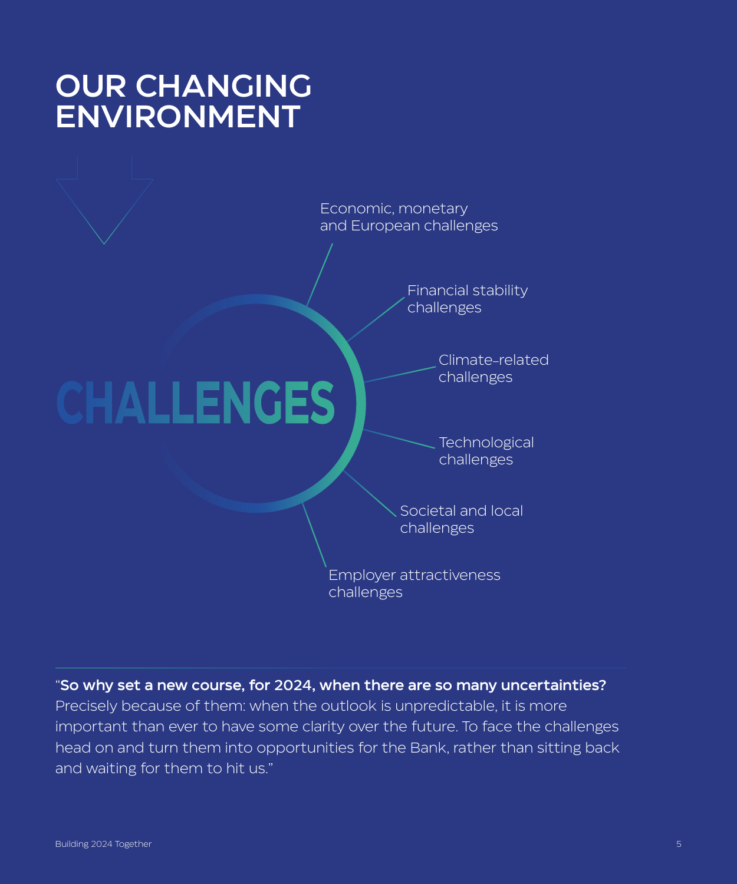# OUR CHANGING ENVIRONMENT

CHALLENGES

- Economic, monetary and European challenges
- Financial stability challenges
- Climate-related challenges
- Technological challenges
- Societal and local challenges
- Employer attractiveness challenges

---

"**So why set a new course, for 2024, when there are so many uncertainties?** Precisely because of them: when the outlook is unpredictable, it is more important than ever to have some clarity over the future. To face the challenges head on and turn them into opportunities for the Bank, rather than sitting back and waiting for them to hit us."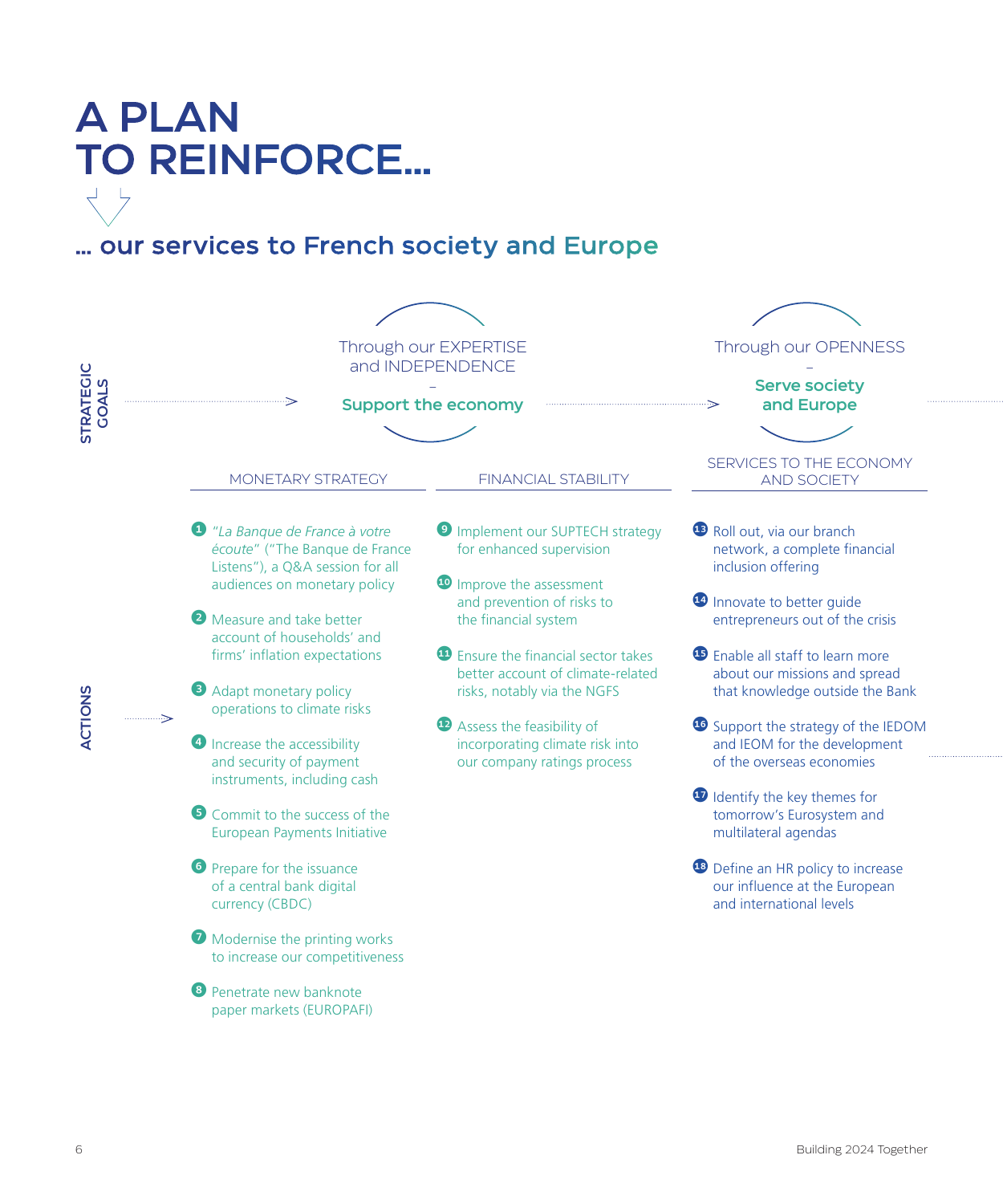# A PLAN TO REINFORCE...

## ... our services to French society and Europe

**STRATEGIC GOALS**

Through our EXPERTISE and INDEPENDENCE
–
**Support the economy**

Through our OPENNESS
–
**Serve society and Europe**

**ACTIONS**

### MONETARY STRATEGY

1. *"La Banque de France à votre écoute"* ("The Banque de France Listens"), a Q&A session for all audiences on monetary policy
2. Measure and take better account of households' and firms' inflation expectations
3. Adapt monetary policy operations to climate risks
4. Increase the accessibility and security of payment instruments, including cash
5. Commit to the success of the European Payments Initiative
6. Prepare for the issuance of a central bank digital currency (CBDC)
7. Modernise the printing works to increase our competitiveness
8. Penetrate new banknote paper markets (EUROPAFI)

### FINANCIAL STABILITY

9. Implement our SUPTECH strategy for enhanced supervision
10. Improve the assessment and prevention of risks to the financial system
11. Ensure the financial sector takes better account of climate-related risks, notably via the NGFS
12. Assess the feasibility of incorporating climate risk into our company ratings process

### SERVICES TO THE ECONOMY AND SOCIETY

13. Roll out, via our branch network, a complete financial inclusion offering
14. Innovate to better guide entrepreneurs out of the crisis
15. Enable all staff to learn more about our missions and spread that knowledge outside the Bank
16. Support the strategy of the IEDOM and IEOM for the development of the overseas economies
17. Identify the key themes for tomorrow's Eurosystem and multilateral agendas
18. Define an HR policy to increase our influence at the European and international levels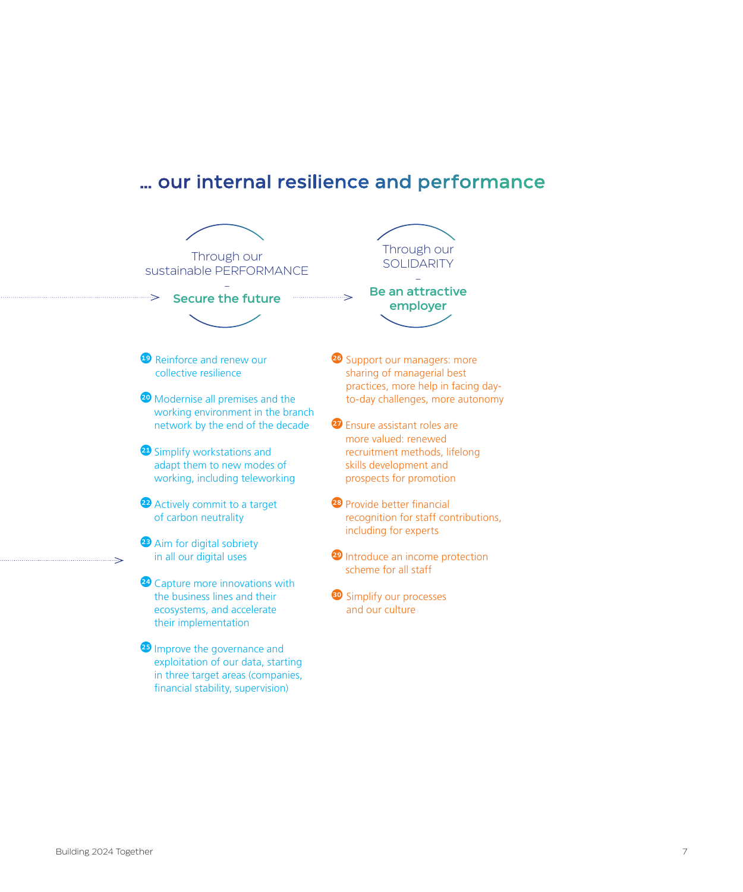## … our internal resilience and performance

### Through our sustainable PERFORMANCE – Secure the future

19. Reinforce and renew our collective resilience
20. Modernise all premises and the working environment in the branch network by the end of the decade
21. Simplify workstations and adapt them to new modes of working, including teleworking
22. Actively commit to a target of carbon neutrality
23. Aim for digital sobriety in all our digital uses
24. Capture more innovations with the business lines and their ecosystems, and accelerate their implementation
25. Improve the governance and exploitation of our data, starting in three target areas (companies, financial stability, supervision)

### Through our SOLIDARITY – Be an attractive employer

26. Support our managers: more sharing of managerial best practices, more help in facing day-to-day challenges, more autonomy
27. Ensure assistant roles are more valued: renewed recruitment methods, lifelong skills development and prospects for promotion
28. Provide better financial recognition for staff contributions, including for experts
29. Introduce an income protection scheme for all staff
30. Simplify our processes and our culture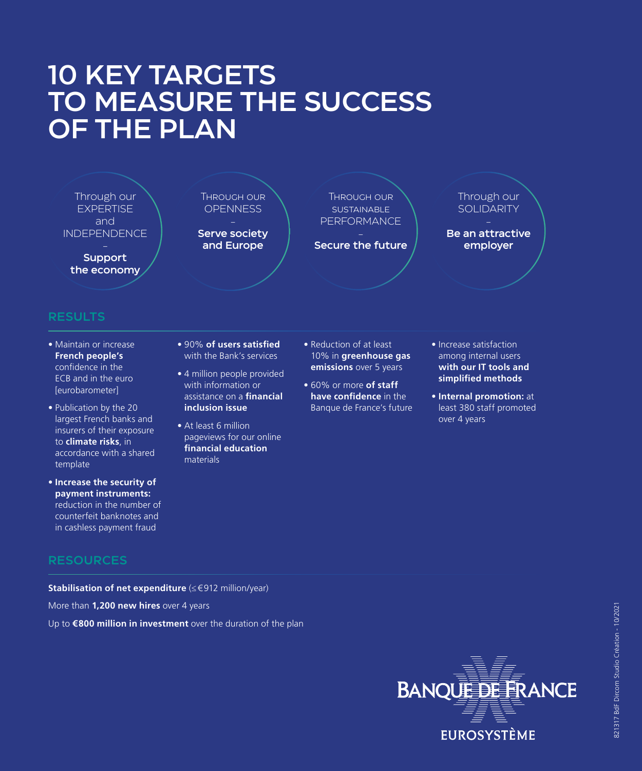# 10 KEY TARGETS TO MEASURE THE SUCCESS OF THE PLAN

| Through our EXPERTISE and INDEPENDENCE – **Support the economy** | Through our OPENNESS – **Serve society and Europe** | Through our SUSTAINABLE PERFORMANCE – **Secure the future** | Through our SOLIDARITY – **Be an attractive employer** |
|---|---|---|---|

## RESULTS

**Through our EXPERTISE and INDEPENDENCE – Support the economy**

- Maintain or increase **French people's** confidence in the ECB and in the euro [eurobarometer]
- Publication by the 20 largest French banks and insurers of their exposure to **climate risks**, in accordance with a shared template
- **Increase the security of payment instruments:** reduction in the number of counterfeit banknotes and in cashless payment fraud

**Through our OPENNESS – Serve society and Europe**

- 90% **of users satisfied** with the Bank's services
- 4 million people provided with information or assistance on a **financial inclusion issue**
- At least 6 million pageviews for our online **financial education** materials

**Through our SUSTAINABLE PERFORMANCE – Secure the future**

- Reduction of at least 10% in **greenhouse gas emissions** over 5 years
- 60% or more **of staff have confidence** in the Banque de France's future

**Through our SOLIDARITY – Be an attractive employer**

- Increase satisfaction among internal users **with our IT tools and simplified methods**
- **Internal promotion:** at least 380 staff promoted over 4 years

## RESOURCES

**Stabilisation of net expenditure** (≤€912 million/year)

More than **1,200 new hires** over 4 years

Up to **€800 million in investment** over the duration of the plan

BANQUE DE FRANCE
EUROSYSTÈME

821317 BdF Dircom Studio Création - 10/2021